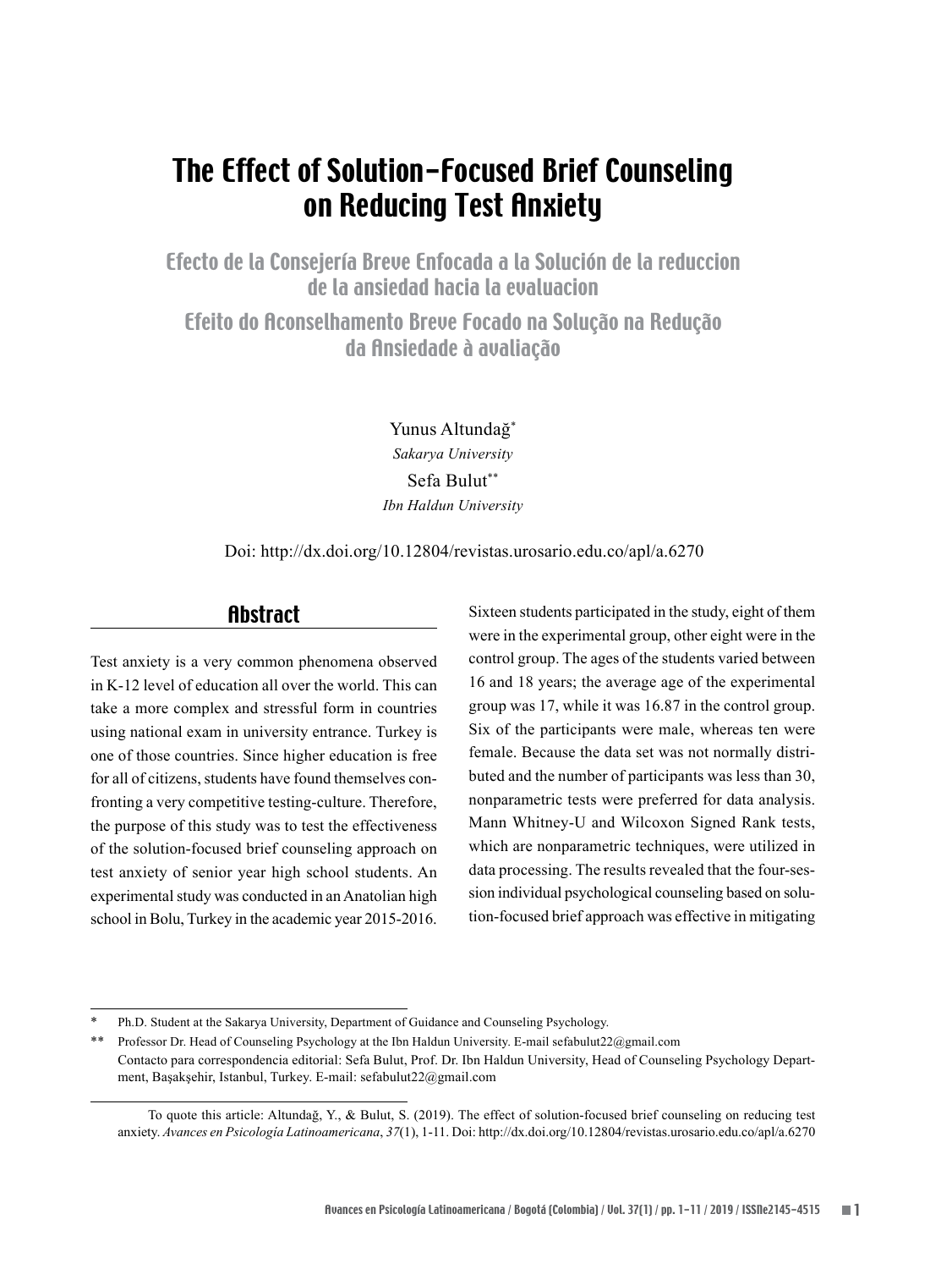# The Effect of Solution-Focused Brief Counseling on Reducing Test Anxiety

## Efecto de la Consejería Breve Enfocada a la Solución de la reduccion de la ansiedad hacia la evaluacion

## Efeito do Aconselhamento Breve Focado na Solução na Redução da Ansiedade à avaliação

Yunus Altundağ[*]
*Sakarya University*

Sefa Bulut[**]
*Ibn Haldun University*

Doi: http://dx.doi.org/10.12804/revistas.urosario.edu.co/apl/a.6270

## Abstract

Test anxiety is a very common phenomena observed in K-12 level of education all over the world. This can take a more complex and stressful form in countries using national exam in university entrance. Turkey is one of those countries. Since higher education is free for all of citizens, students have found themselves confronting a very competitive testing-culture. Therefore, the purpose of this study was to test the effectiveness of the solution-focused brief counseling approach on test anxiety of senior year high school students. An experimental study was conducted in an Anatolian high school in Bolu, Turkey in the academic year 2015-2016. Sixteen students participated in the study, eight of them were in the experimental group, other eight were in the control group. The ages of the students varied between 16 and 18 years; the average age of the experimental group was 17, while it was 16.87 in the control group. Six of the participants were male, whereas ten were female. Because the data set was not normally distributed and the number of participants was less than 30, nonparametric tests were preferred for data analysis. Mann Whitney-U and Wilcoxon Signed Rank tests, which are nonparametric techniques, were utilized in data processing. The results revealed that the four-session individual psychological counseling based on solution-focused brief approach was effective in mitigating

---

[*] Ph.D. Student at the Sakarya University, Department of Guidance and Counseling Psychology.

[**] Professor Dr. Head of Counseling Psychology at the Ibn Haldun University. E-mail sefabulut22@gmail.com
Contacto para correspondencia editorial: Sefa Bulut, Prof. Dr. Ibn Haldun University, Head of Counseling Psychology Department, Başakşehir, Istanbul, Turkey. E-mail: sefabulut22@gmail.com

To quote this article: Altundağ, Y., & Bulut, S. (2019). The effect of solution-focused brief counseling on reducing test anxiety. *Avances en Psicología Latinoamericana*, *37*(1), 1-11. Doi: http://dx.doi.org/10.12804/revistas.urosario.edu.co/apl/a.6270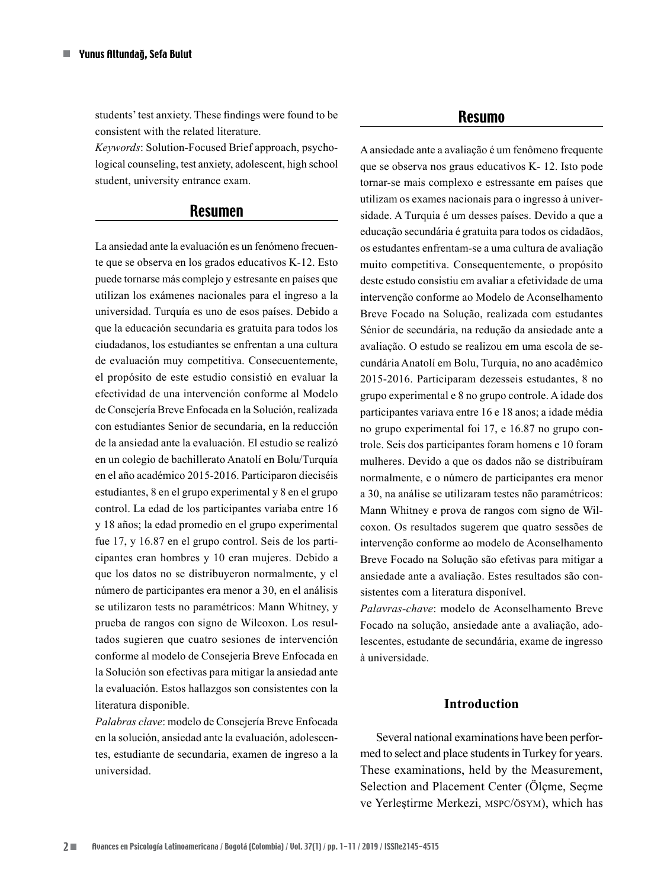students' test anxiety. These findings were found to be consistent with the related literature.

*Keywords*: Solution-Focused Brief approach, psychological counseling, test anxiety, adolescent, high school student, university entrance exam.

## Resumen

La ansiedad ante la evaluación es un fenómeno frecuente que se observa en los grados educativos K-12. Esto puede tornarse más complejo y estresante en países que utilizan los exámenes nacionales para el ingreso a la universidad. Turquía es uno de esos países. Debido a que la educación secundaria es gratuita para todos los ciudadanos, los estudiantes se enfrentan a una cultura de evaluación muy competitiva. Consecuentemente, el propósito de este estudio consistió en evaluar la efectividad de una intervención conforme al Modelo de Consejería Breve Enfocada en la Solución, realizada con estudiantes Senior de secundaria, en la reducción de la ansiedad ante la evaluación. El estudio se realizó en un colegio de bachillerato Anatolí en Bolu/Turquía en el año académico 2015-2016. Participaron dieciséis estudiantes, 8 en el grupo experimental y 8 en el grupo control. La edad de los participantes variaba entre 16 y 18 años; la edad promedio en el grupo experimental fue 17, y 16.87 en el grupo control. Seis de los participantes eran hombres y 10 eran mujeres. Debido a que los datos no se distribuyeron normalmente, y el número de participantes era menor a 30, en el análisis se utilizaron tests no paramétricos: Mann Whitney, y prueba de rangos con signo de Wilcoxon. Los resultados sugieren que cuatro sesiones de intervención conforme al modelo de Consejería Breve Enfocada en la Solución son efectivas para mitigar la ansiedad ante la evaluación. Estos hallazgos son consistentes con la literatura disponible.

*Palabras clave*: modelo de Consejería Breve Enfocada en la solución, ansiedad ante la evaluación, adolescentes, estudiante de secundaria, examen de ingreso a la universidad.

## Resumo

A ansiedade ante a avaliação é um fenômeno frequente que se observa nos graus educativos K- 12. Isto pode tornar-se mais complexo e estressante em países que utilizam os exames nacionais para o ingresso à universidade. A Turquia é um desses países. Devido a que a educação secundária é gratuita para todos os cidadãos, os estudantes enfrentam-se a uma cultura de avaliação muito competitiva. Consequentemente, o propósito deste estudo consistiu em avaliar a efetividade de uma intervenção conforme ao Modelo de Aconselhamento Breve Focado na Solução, realizada com estudantes Sénior de secundária, na redução da ansiedade ante a avaliação. O estudo se realizou em uma escola de secundária Anatolí em Bolu, Turquia, no ano acadêmico 2015-2016. Participaram dezesseis estudantes, 8 no grupo experimental e 8 no grupo controle. A idade dos participantes variava entre 16 e 18 anos; a idade média no grupo experimental foi 17, e 16.87 no grupo controle. Seis dos participantes foram homens e 10 foram mulheres. Devido a que os dados não se distribuíram normalmente, e o número de participantes era menor a 30, na análise se utilizaram testes não paramétricos: Mann Whitney e prova de rangos com signo de Wilcoxon. Os resultados sugerem que quatro sessões de intervenção conforme ao modelo de Aconselhamento Breve Focado na Solução são efetivas para mitigar a ansiedade ante a avaliação. Estes resultados são consistentes com a literatura disponível.

*Palavras-chave*: modelo de Aconselhamento Breve Focado na solução, ansiedade ante a avaliação, adolescentes, estudante de secundária, exame de ingresso à universidade.

## Introduction

Several national examinations have been performed to select and place students in Turkey for years. These examinations, held by the Measurement, Selection and Placement Center (Ölçme, Seçme ve Yerleştirme Merkezi, MSPC/ÖSYM), which has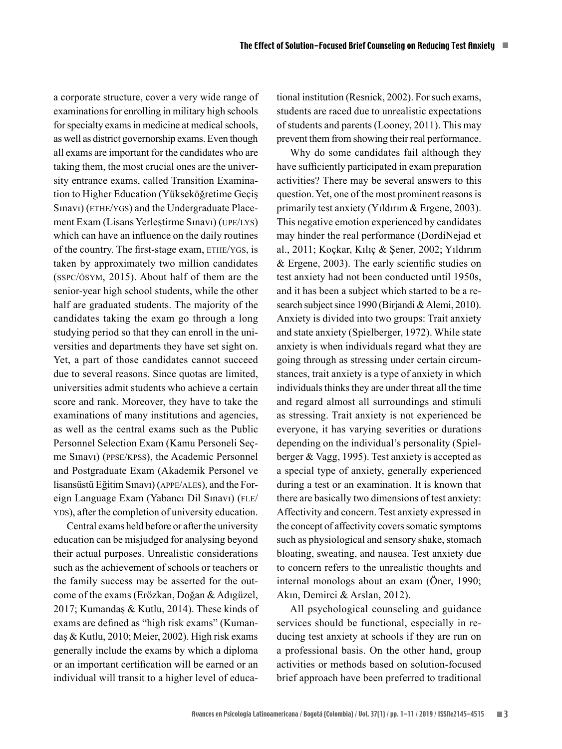a corporate structure, cover a very wide range of examinations for enrolling in military high schools for specialty exams in medicine at medical schools, as well as district governorship exams. Even though all exams are important for the candidates who are taking them, the most crucial ones are the university entrance exams, called Transition Examination to Higher Education (Yükseköğretime Geçiş Sınavı) (ETHE/YGS) and the Undergraduate Placement Exam (Lisans Yerleştirme Sınavı) (UPE/LYS) which can have an influence on the daily routines of the country. The first-stage exam, ETHE/YGS, is taken by approximately two million candidates (SSPC/ÖSYM, 2015). About half of them are the senior-year high school students, while the other half are graduated students. The majority of the candidates taking the exam go through a long studying period so that they can enroll in the universities and departments they have set sight on. Yet, a part of those candidates cannot succeed due to several reasons. Since quotas are limited, universities admit students who achieve a certain score and rank. Moreover, they have to take the examinations of many institutions and agencies, as well as the central exams such as the Public Personnel Selection Exam (Kamu Personeli Seçme Sınavı) (PPSE/KPSS), the Academic Personnel and Postgraduate Exam (Akademik Personel ve lisansüstü Eğitim Sınavı) (APPE/ALES), and the Foreign Language Exam (Yabancı Dil Sınavı) (FLE/YDS), after the completion of university education.

Central exams held before or after the university education can be misjudged for analysing beyond their actual purposes. Unrealistic considerations such as the achievement of schools or teachers or the family success may be asserted for the outcome of the exams (Erözkan, Doğan & Adıgüzel, 2017; Kumandaş & Kutlu, 2014). These kinds of exams are defined as "high risk exams" (Kumandaş & Kutlu, 2010; Meier, 2002). High risk exams generally include the exams by which a diploma or an important certification will be earned or an individual will transit to a higher level of educational institution (Resnick, 2002). For such exams, students are raced due to unrealistic expectations of students and parents (Looney, 2011). This may prevent them from showing their real performance.

Why do some candidates fail although they have sufficiently participated in exam preparation activities? There may be several answers to this question. Yet, one of the most prominent reasons is primarily test anxiety (Yıldırım & Ergene, 2003). This negative emotion experienced by candidates may hinder the real performance (DordiNejad et al., 2011; Koçkar, Kılıç & Şener, 2002; Yıldırım & Ergene, 2003). The early scientific studies on test anxiety had not been conducted until 1950s, and it has been a subject which started to be a research subject since 1990 (Birjandi & Alemi, 2010). Anxiety is divided into two groups: Trait anxiety and state anxiety (Spielberger, 1972). While state anxiety is when individuals regard what they are going through as stressing under certain circumstances, trait anxiety is a type of anxiety in which individuals thinks they are under threat all the time and regard almost all surroundings and stimuli as stressing. Trait anxiety is not experienced be everyone, it has varying severities or durations depending on the individual's personality (Spielberger & Vagg, 1995). Test anxiety is accepted as a special type of anxiety, generally experienced during a test or an examination. It is known that there are basically two dimensions of test anxiety: Affectivity and concern. Test anxiety expressed in the concept of affectivity covers somatic symptoms such as physiological and sensory shake, stomach bloating, sweating, and nausea. Test anxiety due to concern refers to the unrealistic thoughts and internal monologs about an exam (Öner, 1990; Akın, Demirci & Arslan, 2012).

All psychological counseling and guidance services should be functional, especially in reducing test anxiety at schools if they are run on a professional basis. On the other hand, group activities or methods based on solution-focused brief approach have been preferred to traditional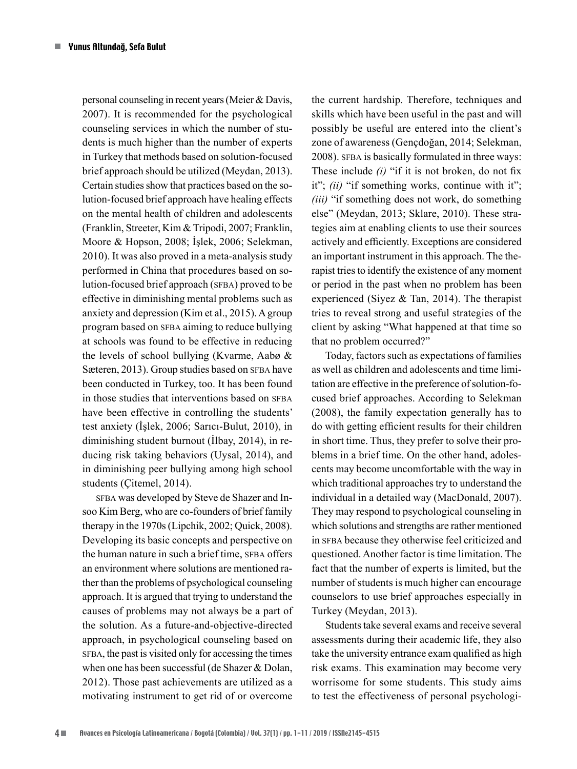personal counseling in recent years (Meier & Davis, 2007). It is recommended for the psychological counseling services in which the number of students is much higher than the number of experts in Turkey that methods based on solution-focused brief approach should be utilized (Meydan, 2013). Certain studies show that practices based on the solution-focused brief approach have healing effects on the mental health of children and adolescents (Franklin, Streeter, Kim & Tripodi, 2007; Franklin, Moore & Hopson, 2008; İşlek, 2006; Selekman, 2010). It was also proved in a meta-analysis study performed in China that procedures based on solution-focused brief approach (SFBA) proved to be effective in diminishing mental problems such as anxiety and depression (Kim et al., 2015). A group program based on SFBA aiming to reduce bullying at schools was found to be effective in reducing the levels of school bullying (Kvarme, Aabø & Sæteren, 2013). Group studies based on SFBA have been conducted in Turkey, too. It has been found in those studies that interventions based on SFBA have been effective in controlling the students' test anxiety (İşlek, 2006; Sarıcı-Bulut, 2010), in diminishing student burnout (İlbay, 2014), in reducing risk taking behaviors (Uysal, 2014), and in diminishing peer bullying among high school students (Çitemel, 2014).

SFBA was developed by Steve de Shazer and Insoo Kim Berg, who are co-founders of brief family therapy in the 1970s (Lipchik, 2002; Quick, 2008). Developing its basic concepts and perspective on the human nature in such a brief time, SFBA offers an environment where solutions are mentioned rather than the problems of psychological counseling approach. It is argued that trying to understand the causes of problems may not always be a part of the solution. As a future-and-objective-directed approach, in psychological counseling based on SFBA, the past is visited only for accessing the times when one has been successful (de Shazer & Dolan, 2012). Those past achievements are utilized as a motivating instrument to get rid of or overcome the current hardship. Therefore, techniques and skills which have been useful in the past and will possibly be useful are entered into the client's zone of awareness (Gençdoğan, 2014; Selekman, 2008). SFBA is basically formulated in three ways: These include *(i)* "if it is not broken, do not fix it"; *(ii)* "if something works, continue with it"; *(iii)* "if something does not work, do something else" (Meydan, 2013; Sklare, 2010). These strategies aim at enabling clients to use their sources actively and efficiently. Exceptions are considered an important instrument in this approach. The therapist tries to identify the existence of any moment or period in the past when no problem has been experienced (Siyez & Tan, 2014). The therapist tries to reveal strong and useful strategies of the client by asking "What happened at that time so that no problem occurred?"

Today, factors such as expectations of families as well as children and adolescents and time limitation are effective in the preference of solution-focused brief approaches. According to Selekman (2008), the family expectation generally has to do with getting efficient results for their children in short time. Thus, they prefer to solve their problems in a brief time. On the other hand, adolescents may become uncomfortable with the way in which traditional approaches try to understand the individual in a detailed way (MacDonald, 2007). They may respond to psychological counseling in which solutions and strengths are rather mentioned in SFBA because they otherwise feel criticized and questioned. Another factor is time limitation. The fact that the number of experts is limited, but the number of students is much higher can encourage counselors to use brief approaches especially in Turkey (Meydan, 2013).

Students take several exams and receive several assessments during their academic life, they also take the university entrance exam qualified as high risk exams. This examination may become very worrisome for some students. This study aims to test the effectiveness of personal psychologi-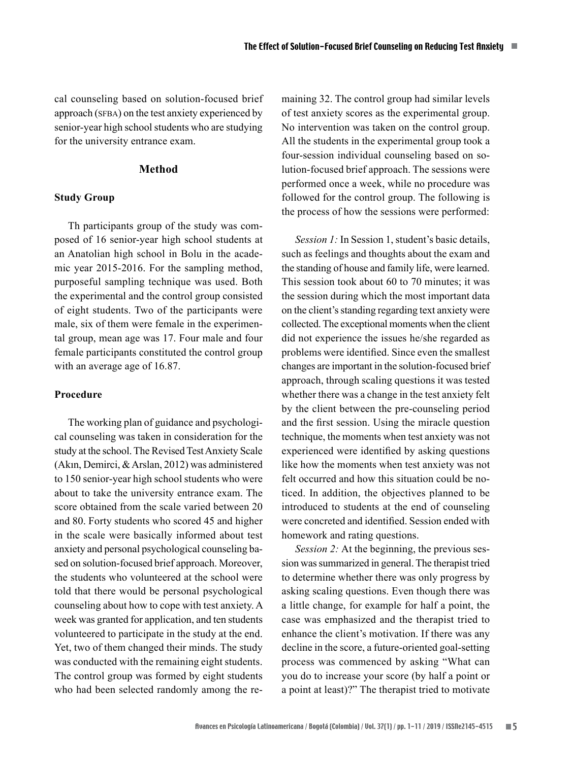cal counseling based on solution-focused brief approach (SFBA) on the test anxiety experienced by senior-year high school students who are studying for the university entrance exam.

## Method

### Study Group

Th participants group of the study was composed of 16 senior-year high school students at an Anatolian high school in Bolu in the academic year 2015-2016. For the sampling method, purposeful sampling technique was used. Both the experimental and the control group consisted of eight students. Two of the participants were male, six of them were female in the experimental group, mean age was 17. Four male and four female participants constituted the control group with an average age of 16.87.

### Procedure

The working plan of guidance and psychological counseling was taken in consideration for the study at the school. The Revised Test Anxiety Scale (Akın, Demirci, & Arslan, 2012) was administered to 150 senior-year high school students who were about to take the university entrance exam. The score obtained from the scale varied between 20 and 80. Forty students who scored 45 and higher in the scale were basically informed about test anxiety and personal psychological counseling based on solution-focused brief approach. Moreover, the students who volunteered at the school were told that there would be personal psychological counseling about how to cope with test anxiety. A week was granted for application, and ten students volunteered to participate in the study at the end. Yet, two of them changed their minds. The study was conducted with the remaining eight students. The control group was formed by eight students who had been selected randomly among the remaining 32. The control group had similar levels of test anxiety scores as the experimental group. No intervention was taken on the control group. All the students in the experimental group took a four-session individual counseling based on solution-focused brief approach. The sessions were performed once a week, while no procedure was followed for the control group. The following is the process of how the sessions were performed:

*Session 1:* In Session 1, student's basic details, such as feelings and thoughts about the exam and the standing of house and family life, were learned. This session took about 60 to 70 minutes; it was the session during which the most important data on the client's standing regarding text anxiety were collected. The exceptional moments when the client did not experience the issues he/she regarded as problems were identified. Since even the smallest changes are important in the solution-focused brief approach, through scaling questions it was tested whether there was a change in the test anxiety felt by the client between the pre-counseling period and the first session. Using the miracle question technique, the moments when test anxiety was not experienced were identified by asking questions like how the moments when test anxiety was not felt occurred and how this situation could be noticed. In addition, the objectives planned to be introduced to students at the end of counseling were concreted and identified. Session ended with homework and rating questions.

*Session 2:* At the beginning, the previous session was summarized in general. The therapist tried to determine whether there was only progress by asking scaling questions. Even though there was a little change, for example for half a point, the case was emphasized and the therapist tried to enhance the client's motivation. If there was any decline in the score, a future-oriented goal-setting process was commenced by asking "What can you do to increase your score (by half a point or a point at least)?" The therapist tried to motivate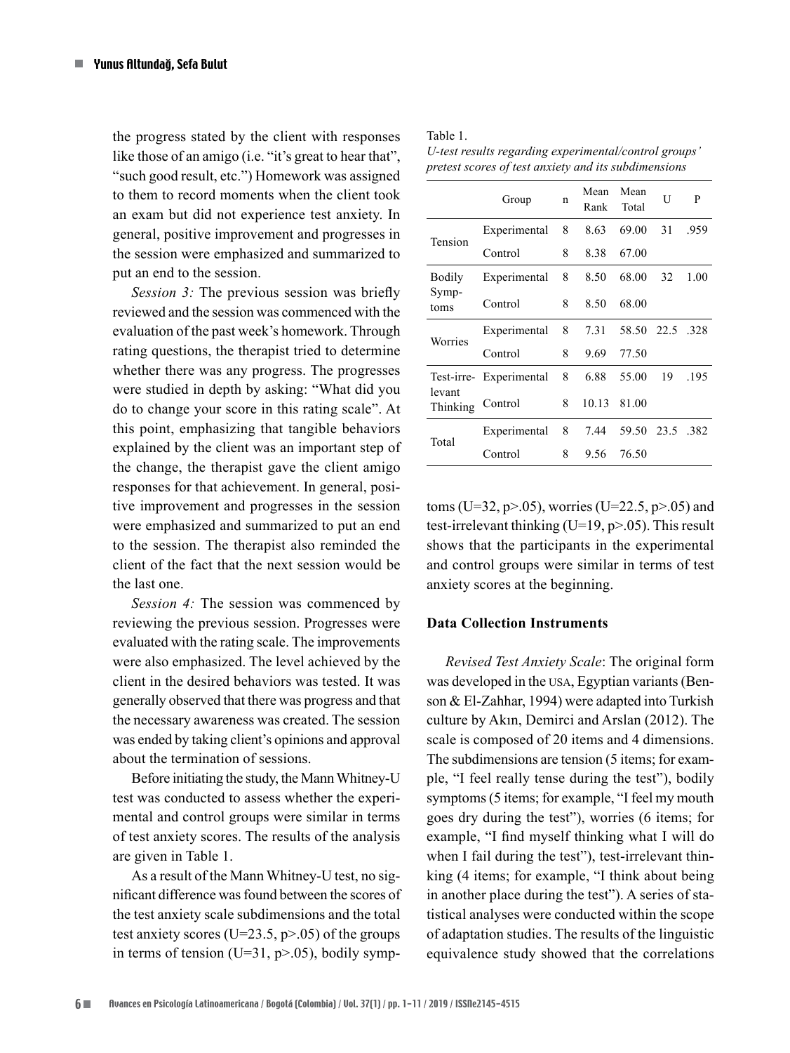the progress stated by the client with responses like those of an amigo (i.e. "it's great to hear that", "such good result, etc.") Homework was assigned to them to record moments when the client took an exam but did not experience test anxiety. In general, positive improvement and progresses in the session were emphasized and summarized to put an end to the session.

*Session 3:* The previous session was briefly reviewed and the session was commenced with the evaluation of the past week's homework. Through rating questions, the therapist tried to determine whether there was any progress. The progresses were studied in depth by asking: "What did you do to change your score in this rating scale". At this point, emphasizing that tangible behaviors explained by the client was an important step of the change, the therapist gave the client amigo responses for that achievement. In general, positive improvement and progresses in the session were emphasized and summarized to put an end to the session. The therapist also reminded the client of the fact that the next session would be the last one.

*Session 4:* The session was commenced by reviewing the previous session. Progresses were evaluated with the rating scale. The improvements were also emphasized. The level achieved by the client in the desired behaviors was tested. It was generally observed that there was progress and that the necessary awareness was created. The session was ended by taking client's opinions and approval about the termination of sessions.

Before initiating the study, the Mann Whitney-U test was conducted to assess whether the experimental and control groups were similar in terms of test anxiety scores. The results of the analysis are given in Table 1.

As a result of the Mann Whitney-U test, no significant difference was found between the scores of the test anxiety scale subdimensions and the total test anxiety scores ($U=23.5$, $p>.05$) of the groups in terms of tension ($U=31$, $p>.05$), bodily symptoms ($U=32$, $p>.05$), worries ($U=22.5$, $p>.05$) and test-irrelevant thinking ($U=19$, $p>.05$). This result shows that the participants in the experimental and control groups were similar in terms of test anxiety scores at the beginning.

Table 1.
*U-test results regarding experimental/control groups' pretest scores of test anxiety and its subdimensions*

| | Group | n | Mean Rank | Mean Total | U | P |
|---|---|---|---|---|---|---|
| Tension | Experimental | 8 | 8.63 | 69.00 | 31 | .959 |
| | Control | 8 | 8.38 | 67.00 | | |
| Bodily Symptoms | Experimental | 8 | 8.50 | 68.00 | 32 | 1.00 |
| | Control | 8 | 8.50 | 68.00 | | |
| Worries | Experimental | 8 | 7.31 | 58.50 | 22.5 | .328 |
| | Control | 8 | 9.69 | 77.50 | | |
| Test-irrelevant Thinking | Experimental | 8 | 6.88 | 55.00 | 19 | .195 |
| | Control | 8 | 10.13 | 81.00 | | |
| Total | Experimental | 8 | 7.44 | 59.50 | 23.5 | .382 |
| | Control | 8 | 9.56 | 76.50 | | |

### Data Collection Instruments

*Revised Test Anxiety Scale*: The original form was developed in the USA, Egyptian variants (Benson & El-Zahhar, 1994) were adapted into Turkish culture by Akın, Demirci and Arslan (2012). The scale is composed of 20 items and 4 dimensions. The subdimensions are tension (5 items; for example, "I feel really tense during the test"), bodily symptoms (5 items; for example, "I feel my mouth goes dry during the test"), worries (6 items; for example, "I find myself thinking what I will do when I fail during the test"), test-irrelevant thinking (4 items; for example, "I think about being in another place during the test"). A series of statistical analyses were conducted within the scope of adaptation studies. The results of the linguistic equivalence study showed that the correlations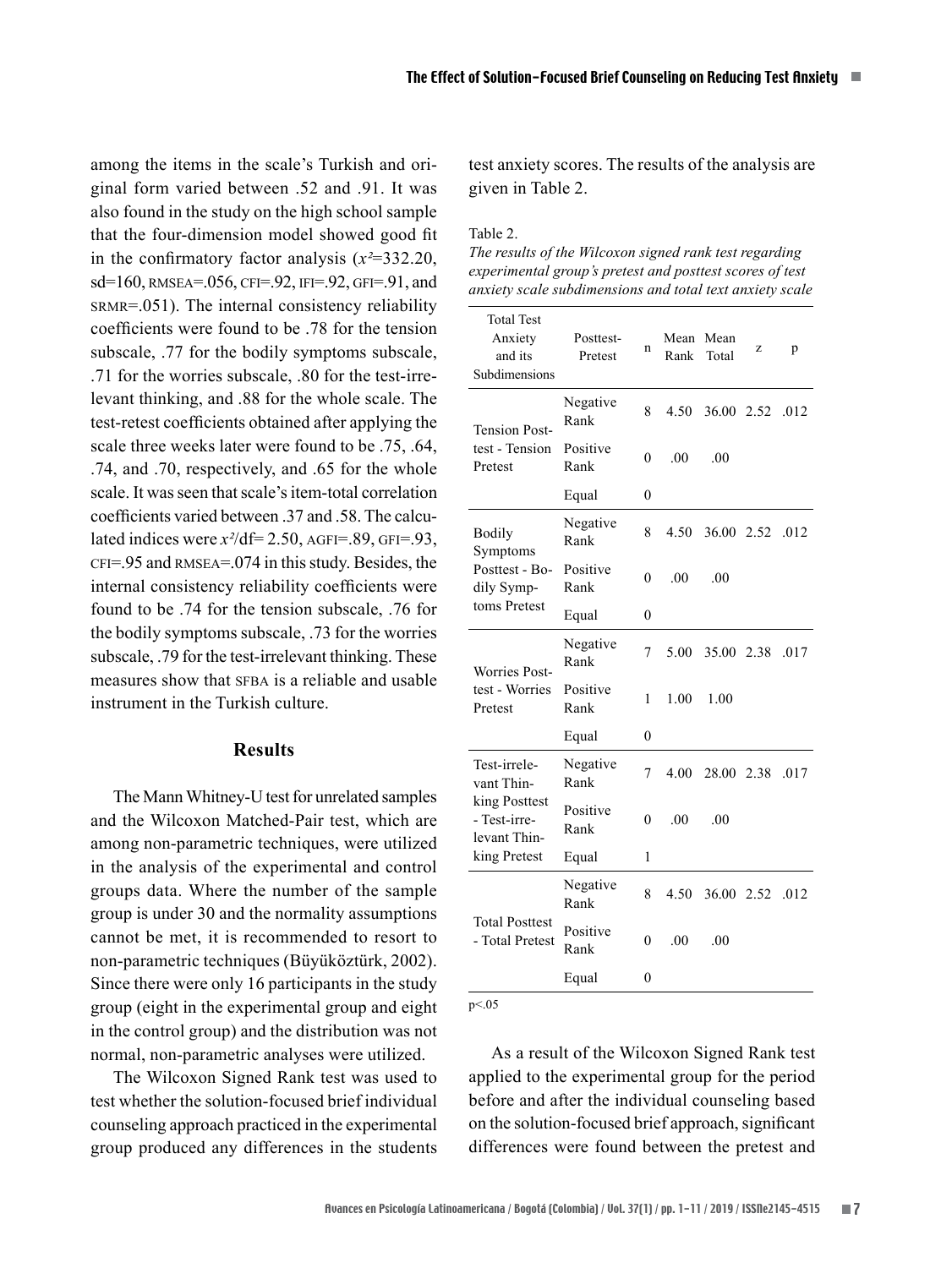among the items in the scale's Turkish and original form varied between .52 and .91. It was also found in the study on the high school sample that the four-dimension model showed good fit in the confirmatory factor analysis ($x^2$=332.20, sd=160, RMSEA=.056, CFI=.92, IFI=.92, GFI=.91, and SRMR=.051). The internal consistency reliability coefficients were found to be .78 for the tension subscale, .77 for the bodily symptoms subscale, .71 for the worries subscale, .80 for the test-irrelevant thinking, and .88 for the whole scale. The test-retest coefficients obtained after applying the scale three weeks later were found to be .75, .64, .74, and .70, respectively, and .65 for the whole scale. It was seen that scale's item-total correlation coefficients varied between .37 and .58. The calculated indices were $x^2$/df= 2.50, AGFI=.89, GFI=.93, CFI=.95 and RMSEA=.074 in this study. Besides, the internal consistency reliability coefficients were found to be .74 for the tension subscale, .76 for the bodily symptoms subscale, .73 for the worries subscale, .79 for the test-irrelevant thinking. These measures show that SFBA is a reliable and usable instrument in the Turkish culture.

## Results

The Mann Whitney-U test for unrelated samples and the Wilcoxon Matched-Pair test, which are among non-parametric techniques, were utilized in the analysis of the experimental and control groups data. Where the number of the sample group is under 30 and the normality assumptions cannot be met, it is recommended to resort to non-parametric techniques (Büyüköztürk, 2002). Since there were only 16 participants in the study group (eight in the experimental group and eight in the control group) and the distribution was not normal, non-parametric analyses were utilized.

The Wilcoxon Signed Rank test was used to test whether the solution-focused brief individual counseling approach practiced in the experimental group produced any differences in the students test anxiety scores. The results of the analysis are given in Table 2.

Table 2.
*The results of the Wilcoxon signed rank test regarding experimental group's pretest and posttest scores of test anxiety scale subdimensions and total text anxiety scale*

| Total Test Anxiety and its Subdimensions | Posttest-Pretest | n | Mean Rank | Mean Total | z | p |
|---|---|---|---|---|---|---|
| Tension Posttest - Tension Pretest | Negative Rank | 8 | 4.50 | 36.00 | 2.52 | .012 |
| | Positive Rank | 0 | .00 | .00 | | |
| | Equal | 0 | | | | |
| Bodily Symptoms Posttest - Bodily Symptoms Pretest | Negative Rank | 8 | 4.50 | 36.00 | 2.52 | .012 |
| | Positive Rank | 0 | .00 | .00 | | |
| | Equal | 0 | | | | |
| Worries Posttest - Worries Pretest | Negative Rank | 7 | 5.00 | 35.00 | 2.38 | .017 |
| | Positive Rank | 1 | 1.00 | 1.00 | | |
| | Equal | 0 | | | | |
| Test-irrelevant Thinking Posttest - Test-irrelevant Thinking Pretest | Negative Rank | 7 | 4.00 | 28.00 | 2.38 | .017 |
| | Positive Rank | 0 | .00 | .00 | | |
| | Equal | 1 | | | | |
| Total Posttest - Total Pretest | Negative Rank | 8 | 4.50 | 36.00 | 2.52 | .012 |
| | Positive Rank | 0 | .00 | .00 | | |
| | Equal | 0 | | | | |

$p<.05$

As a result of the Wilcoxon Signed Rank test applied to the experimental group for the period before and after the individual counseling based on the solution-focused brief approach, significant differences were found between the pretest and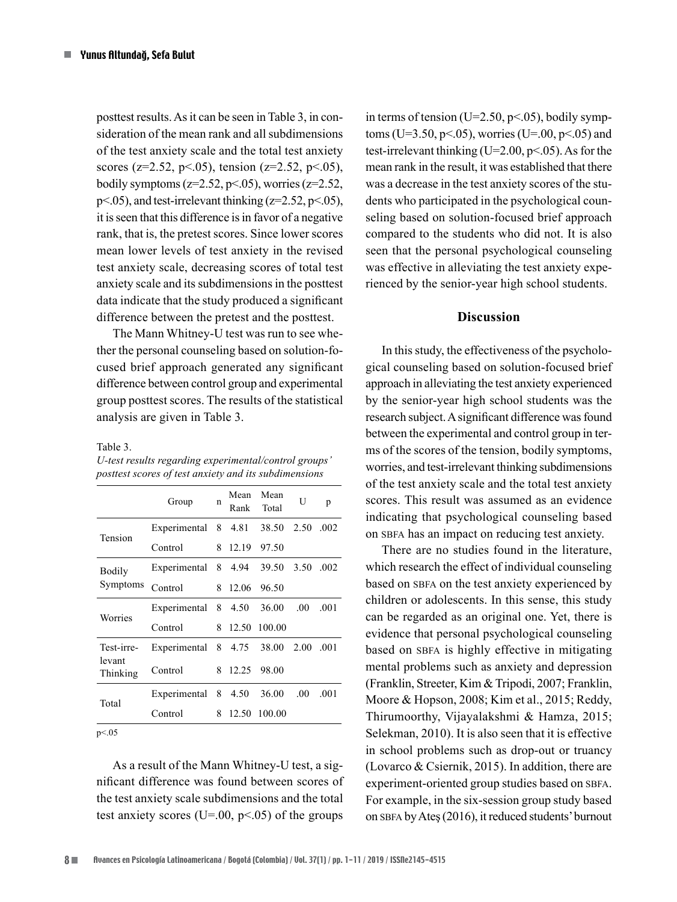posttest results. As it can be seen in Table 3, in consideration of the mean rank and all subdimensions of the test anxiety scale and the total test anxiety scores ($z=2.52$, $p<.05$), tension ($z=2.52$, $p<.05$), bodily symptoms ($z=2.52$, $p<.05$), worries ($z=2.52$, $p<.05$), and test-irrelevant thinking ($z=2.52$, $p<.05$), it is seen that this difference is in favor of a negative rank, that is, the pretest scores. Since lower scores mean lower levels of test anxiety in the revised test anxiety scale, decreasing scores of total test anxiety scale and its subdimensions in the posttest data indicate that the study produced a significant difference between the pretest and the posttest.

The Mann Whitney-U test was run to see whether the personal counseling based on solution-focused brief approach generated any significant difference between control group and experimental group posttest scores. The results of the statistical analysis are given in Table 3.

Table 3.
*U-test results regarding experimental/control groups' posttest scores of test anxiety and its subdimensions*

| | Group | n | Mean Rank | Mean Total | U | p |
|---|---|---|---|---|---|---|
| Tension | Experimental | 8 | 4.81 | 38.50 | 2.50 | .002 |
| | Control | 8 | 12.19 | 97.50 | | |
| Bodily Symptoms | Experimental | 8 | 4.94 | 39.50 | 3.50 | .002 |
| | Control | 8 | 12.06 | 96.50 | | |
| Worries | Experimental | 8 | 4.50 | 36.00 | .00 | .001 |
| | Control | 8 | 12.50 | 100.00 | | |
| Test-irrelevant Thinking | Experimental | 8 | 4.75 | 38.00 | 2.00 | .001 |
| | Control | 8 | 12.25 | 98.00 | | |
| Total | Experimental | 8 | 4.50 | 36.00 | .00 | .001 |
| | Control | 8 | 12.50 | 100.00 | | |

$p<.05$

As a result of the Mann Whitney-U test, a significant difference was found between scores of the test anxiety scale subdimensions and the total test anxiety scores ($U=.00$, $p<.05$) of the groups in terms of tension ($U=2.50$, $p<.05$), bodily symptoms ($U=3.50$, $p<.05$), worries ($U=.00$, $p<.05$) and test-irrelevant thinking ($U=2.00$, $p<.05$). As for the mean rank in the result, it was established that there was a decrease in the test anxiety scores of the students who participated in the psychological counseling based on solution-focused brief approach compared to the students who did not. It is also seen that the personal psychological counseling was effective in alleviating the test anxiety experienced by the senior-year high school students.

## Discussion

In this study, the effectiveness of the psychological counseling based on solution-focused brief approach in alleviating the test anxiety experienced by the senior-year high school students was the research subject. A significant difference was found between the experimental and control group in terms of the scores of the tension, bodily symptoms, worries, and test-irrelevant thinking subdimensions of the test anxiety scale and the total test anxiety scores. This result was assumed as an evidence indicating that psychological counseling based on SBFA has an impact on reducing test anxiety.

There are no studies found in the literature, which research the effect of individual counseling based on SBFA on the test anxiety experienced by children or adolescents. In this sense, this study can be regarded as an original one. Yet, there is evidence that personal psychological counseling based on SBFA is highly effective in mitigating mental problems such as anxiety and depression (Franklin, Streeter, Kim & Tripodi, 2007; Franklin, Moore & Hopson, 2008; Kim et al., 2015; Reddy, Thirumoorthy, Vijayalakshmi & Hamza, 2015; Selekman, 2010). It is also seen that it is effective in school problems such as drop-out or truancy (Lovarco & Csiernik, 2015). In addition, there are experiment-oriented group studies based on SBFA. For example, in the six-session group study based on SBFA by Ateş (2016), it reduced students' burnout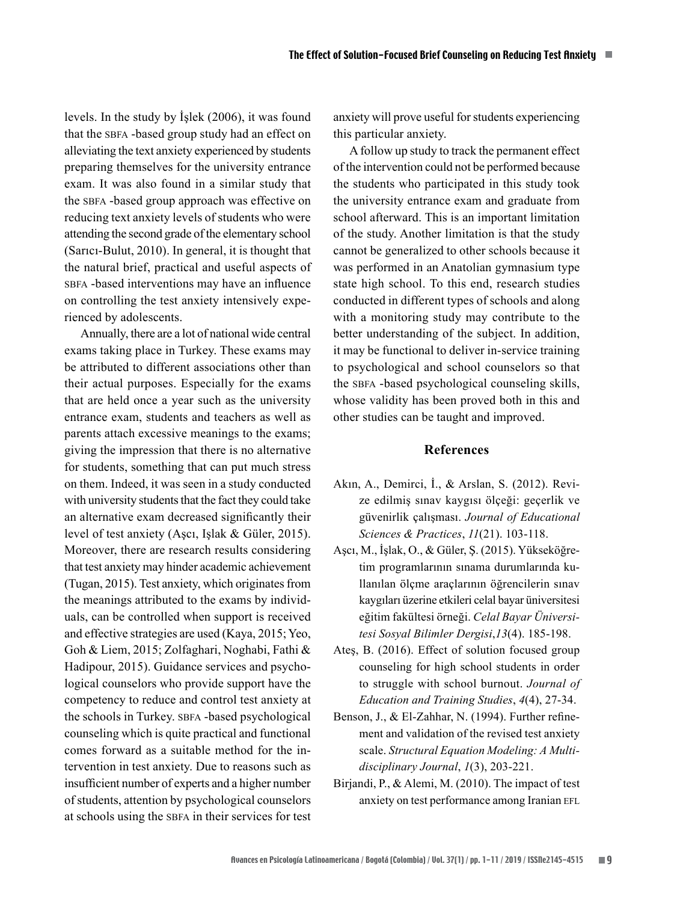levels. In the study by İşlek (2006), it was found that the SBFA -based group study had an effect on alleviating the text anxiety experienced by students preparing themselves for the university entrance exam. It was also found in a similar study that the SBFA -based group approach was effective on reducing text anxiety levels of students who were attending the second grade of the elementary school (Sarıcı-Bulut, 2010). In general, it is thought that the natural brief, practical and useful aspects of SBFA -based interventions may have an influence on controlling the test anxiety intensively experienced by adolescents.

Annually, there are a lot of national wide central exams taking place in Turkey. These exams may be attributed to different associations other than their actual purposes. Especially for the exams that are held once a year such as the university entrance exam, students and teachers as well as parents attach excessive meanings to the exams; giving the impression that there is no alternative for students, something that can put much stress on them. Indeed, it was seen in a study conducted with university students that the fact they could take an alternative exam decreased significantly their level of test anxiety (Aşcı, Işlak & Güler, 2015). Moreover, there are research results considering that test anxiety may hinder academic achievement (Tugan, 2015). Test anxiety, which originates from the meanings attributed to the exams by individuals, can be controlled when support is received and effective strategies are used (Kaya, 2015; Yeo, Goh & Liem, 2015; Zolfaghari, Noghabi, Fathi & Hadipour, 2015). Guidance services and psychological counselors who provide support have the competency to reduce and control test anxiety at the schools in Turkey. SBFA -based psychological counseling which is quite practical and functional comes forward as a suitable method for the intervention in test anxiety. Due to reasons such as insufficient number of experts and a higher number of students, attention by psychological counselors at schools using the SBFA in their services for test anxiety will prove useful for students experiencing this particular anxiety.

A follow up study to track the permanent effect of the intervention could not be performed because the students who participated in this study took the university entrance exam and graduate from school afterward. This is an important limitation of the study. Another limitation is that the study cannot be generalized to other schools because it was performed in an Anatolian gymnasium type state high school. To this end, research studies conducted in different types of schools and along with a monitoring study may contribute to the better understanding of the subject. In addition, it may be functional to deliver in-service training to psychological and school counselors so that the SBFA -based psychological counseling skills, whose validity has been proved both in this and other studies can be taught and improved.

## References

Akın, A., Demirci, İ., & Arslan, S. (2012). Revize edilmiş sınav kaygısı ölçeği: geçerlik ve güvenirlik çalışması. *Journal of Educational Sciences & Practices*, *11*(21). 103-118.

Aşcı, M., İşlak, O., & Güler, Ş. (2015). Yükseköğretim programlarının sınama durumlarında kullanılan ölçme araçlarının öğrencilerin sınav kaygıları üzerine etkileri celal bayar üniversitesi eğitim fakültesi örneği. *Celal Bayar Üniversitesi Sosyal Bilimler Dergisi*,*13*(4). 185-198.

Ateş, B. (2016). Effect of solution focused group counseling for high school students in order to struggle with school burnout. *Journal of Education and Training Studies*, *4*(4), 27-34.

Benson, J., & El-Zahhar, N. (1994). Further refinement and validation of the revised test anxiety scale. *Structural Equation Modeling: A Multidisciplinary Journal*, *1*(3), 203-221.

Birjandi, P., & Alemi, M. (2010). The impact of test anxiety on test performance among Iranian EFL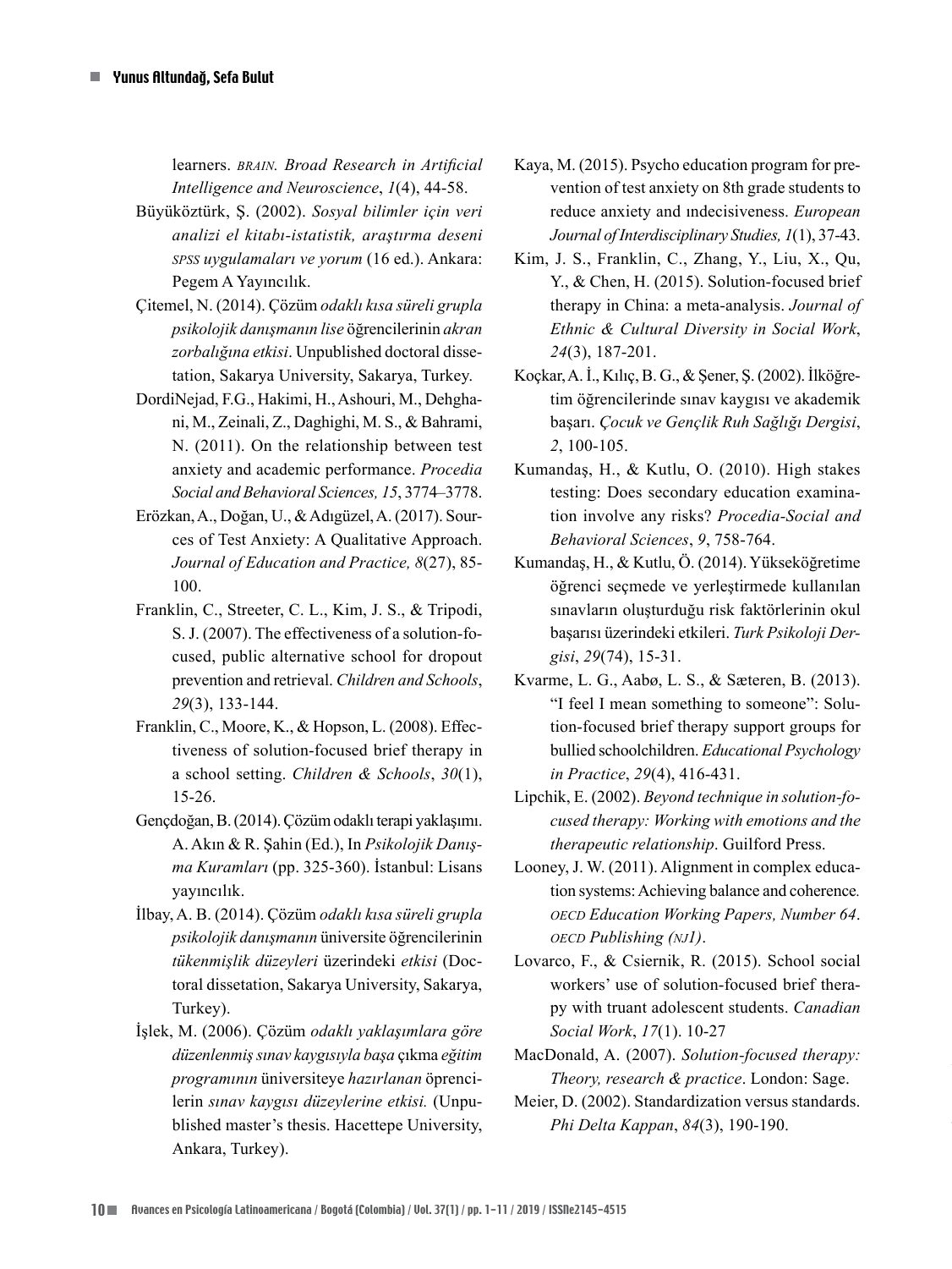learners. *BRAIN. Broad Research in Artificial Intelligence and Neuroscience*, *1*(4), 44-58.

Büyüköztürk, Ş. (2002). *Sosyal bilimler için veri analizi el kitabı-istatistik, araştırma deseni SPSS uygulamaları ve yorum* (16 ed.). Ankara: Pegem A Yayıncılık.

Çitemel, N. (2014). Çözüm *odaklı kısa süreli grupla psikolojik danışmanın lise* öğrencilerinin *akran zorbalığına etkisi*. Unpublished doctoral dissetation, Sakarya University, Sakarya, Turkey.

DordiNejad, F.G., Hakimi, H., Ashouri, M., Dehghani, M., Zeinali, Z., Daghighi, M. S., & Bahrami, N. (2011). On the relationship between test anxiety and academic performance. *Procedia Social and Behavioral Sciences, 15*, 3774–3778.

Erözkan, A., Doğan, U., & Adıgüzel, A. (2017). Sources of Test Anxiety: A Qualitative Approach. *Journal of Education and Practice, 8*(27), 85-100.

Franklin, C., Streeter, C. L., Kim, J. S., & Tripodi, S. J. (2007). The effectiveness of a solution-focused, public alternative school for dropout prevention and retrieval. *Children and Schools*, *29*(3), 133-144.

Franklin, C., Moore, K., & Hopson, L. (2008). Effectiveness of solution-focused brief therapy in a school setting. *Children & Schools*, *30*(1), 15-26.

Gençdoğan, B. (2014). Çözüm odaklı terapi yaklaşımı. A. Akın & R. Şahin (Ed.), In *Psikolojik Danışma Kuramları* (pp. 325-360). İstanbul: Lisans yayıncılık.

İlbay, A. B. (2014). Çözüm *odaklı kısa süreli grupla psikolojik danışmanın* üniversite öğrencilerinin *tükenmişlik düzeyleri* üzerindeki *etkisi* (Doctoral dissetation, Sakarya University, Sakarya, Turkey).

İşlek, M. (2006). Çözüm *odaklı yaklaşımlara göre düzenlenmiş sınav kaygısıyla başa* çıkma *eğitim programının* üniversiteye *hazırlanan* öprencilerin *sınav kaygısı düzeylerine etkisi.* (Unpublished master's thesis. Hacettepe University, Ankara, Turkey).

Kaya, M. (2015). Psycho education program for prevention of test anxiety on 8th grade students to reduce anxiety and ındecisiveness. *European Journal of Interdisciplinary Studies, 1*(1), 37-43.

Kim, J. S., Franklin, C., Zhang, Y., Liu, X., Qu, Y., & Chen, H. (2015). Solution-focused brief therapy in China: a meta-analysis. *Journal of Ethnic & Cultural Diversity in Social Work*, *24*(3), 187-201.

Koçkar, A. İ., Kılıç, B. G., & Şener, Ş. (2002). İlköğretim öğrencilerinde sınav kaygısı ve akademik başarı. *Çocuk ve Gençlik Ruh Sağlığı Dergisi*, *2*, 100-105.

Kumandaş, H., & Kutlu, O. (2010). High stakes testing: Does secondary education examination involve any risks? *Procedia-Social and Behavioral Sciences*, *9*, 758-764.

Kumandaş, H., & Kutlu, Ö. (2014). Yükseköğretime öğrenci seçmede ve yerleştirmede kullanılan sınavların oluşturduğu risk faktörlerinin okul başarısı üzerindeki etkileri. *Turk Psikoloji Dergisi*, *29*(74), 15-31.

Kvarme, L. G., Aabø, L. S., & Sæteren, B. (2013). "I feel I mean something to someone": Solution-focused brief therapy support groups for bullied schoolchildren. *Educational Psychology in Practice*, *29*(4), 416-431.

Lipchik, E. (2002). *Beyond technique in solution-focused therapy: Working with emotions and the therapeutic relationship*. Guilford Press.

Looney, J. W. (2011). Alignment in complex education systems: Achieving balance and coherence*. OECD Education Working Papers, Number 64*. *OECD Publishing (NJ1)*.

Lovarco, F., & Csiernik, R. (2015). School social workers' use of solution-focused brief therapy with truant adolescent students. *Canadian Social Work*, *17*(1). 10-27

MacDonald, A. (2007). *Solution-focused therapy: Theory, research & practice*. London: Sage.

Meier, D. (2002). Standardization versus standards. *Phi Delta Kappan*, *84*(3), 190-190.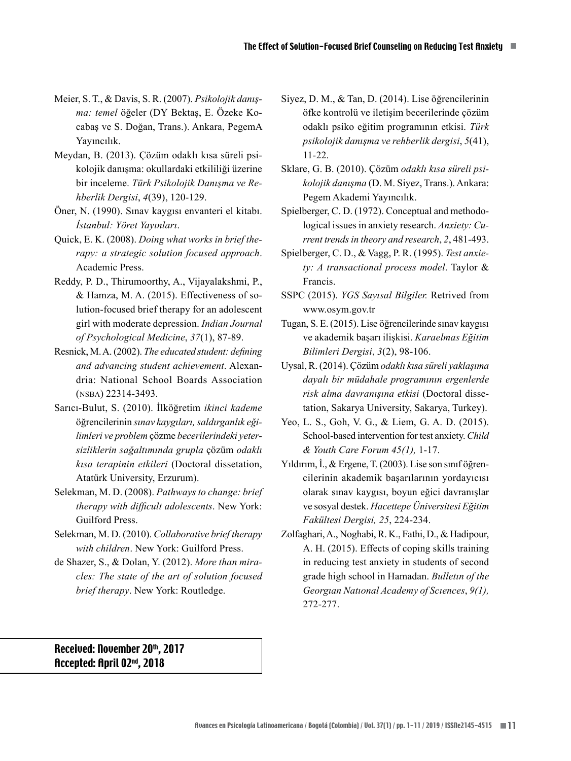Meier, S. T., & Davis, S. R. (2007). *Psikolojik danışma: temel* öğeler (DY Bektaş, E. Özeke Kocabaş ve S. Doğan, Trans.). Ankara, PegemA Yayıncılık.

Meydan, B. (2013). Çözüm odaklı kısa süreli psikolojik danışma: okullardaki etkililiği üzerine bir inceleme. *Türk Psikolojik Danışma ve Rehberlik Dergisi*, *4*(39), 120-129.

Öner, N. (1990). Sınav kaygısı envanteri el kitabı. *İstanbul: Yöret Yayınları*.

Quick, E. K. (2008). *Doing what works in brief therapy: a strategic solution focused approach*. Academic Press.

Reddy, P. D., Thirumoorthy, A., Vijayalakshmi, P., & Hamza, M. A. (2015). Effectiveness of solution-focused brief therapy for an adolescent girl with moderate depression. *Indian Journal of Psychological Medicine*, *37*(1), 87-89.

Resnick, M. A. (2002). *The educated student: defining and advancing student achievement*. Alexandria: National School Boards Association (NSBA) 22314-3493.

Sarıcı-Bulut, S. (2010). İlköğretim *ikinci kademe* öğrencilerinin *sınav kaygıları, saldırganlık eğilimleri ve problem* çözme *becerilerindeki yetersizliklerin sağaltımında grupla* çözüm *odaklı kısa terapinin etkileri* (Doctoral dissetation, Atatürk University, Erzurum).

Selekman, M. D. (2008). *Pathways to change: brief therapy with difficult adolescents*. New York: Guilford Press.

Selekman, M. D. (2010). *Collaborative brief therapy with children*. New York: Guilford Press.

de Shazer, S., & Dolan, Y. (2012). *More than miracles: The state of the art of solution focused brief therapy*. New York: Routledge.

Siyez, D. M., & Tan, D. (2014). Lise öğrencilerinin öfke kontrolü ve iletişim becerilerinde çözüm odaklı psiko eğitim programının etkisi. *Türk psikolojik danışma ve rehberlik dergisi*, *5*(41), 11-22.

Sklare, G. B. (2010). Çözüm *odaklı kısa süreli psikolojik danışma* (D. M. Siyez, Trans.). Ankara: Pegem Akademi Yayıncılık.

Spielberger, C. D. (1972). Conceptual and methodological issues in anxiety research. *Anxiety: Current trends in theory and research*, *2*, 481-493.

Spielberger, C. D., & Vagg, P. R. (1995). *Test anxiety: A transactional process model*. Taylor & Francis.

SSPC (2015). *YGS Sayısal Bilgiler.* Retrived from www.osym.gov.tr

Tugan, S. E. (2015). Lise öğrencilerinde sınav kaygısı ve akademik başarı ilişkisi. *Karaelmas Eğitim Bilimleri Dergisi*, *3*(2), 98-106.

Uysal, R. (2014). Çözüm *odaklı kısa süreli yaklaşıma dayalı bir müdahale programının ergenlerde risk alma davranışına etkisi* (Doctoral dissetation, Sakarya University, Sakarya, Turkey).

Yeo, L. S., Goh, V. G., & Liem, G. A. D. (2015). School-based intervention for test anxiety. *Child & Youth Care Forum 45(1),* 1-17.

Yıldırım, İ., & Ergene, T. (2003). Lise son sınıf öğrencilerinin akademik başarılarının yordayıcısı olarak sınav kaygısı, boyun eğici davranışlar ve sosyal destek. *Hacettepe Üniversitesi Eğitim Fakültesi Dergisi, 25*, 224-234.

Zolfaghari, A., Noghabi, R. K., Fathi, D., & Hadipour, A. H. (2015). Effects of coping skills training in reducing test anxiety in students of second grade high school in Hamadan. *Bulletın of the Georgıan Natıonal Academy of Scıences*, *9(1),* 272-277.

**Received: November 20th, 2017**
**Accepted: April 02nd, 2018**